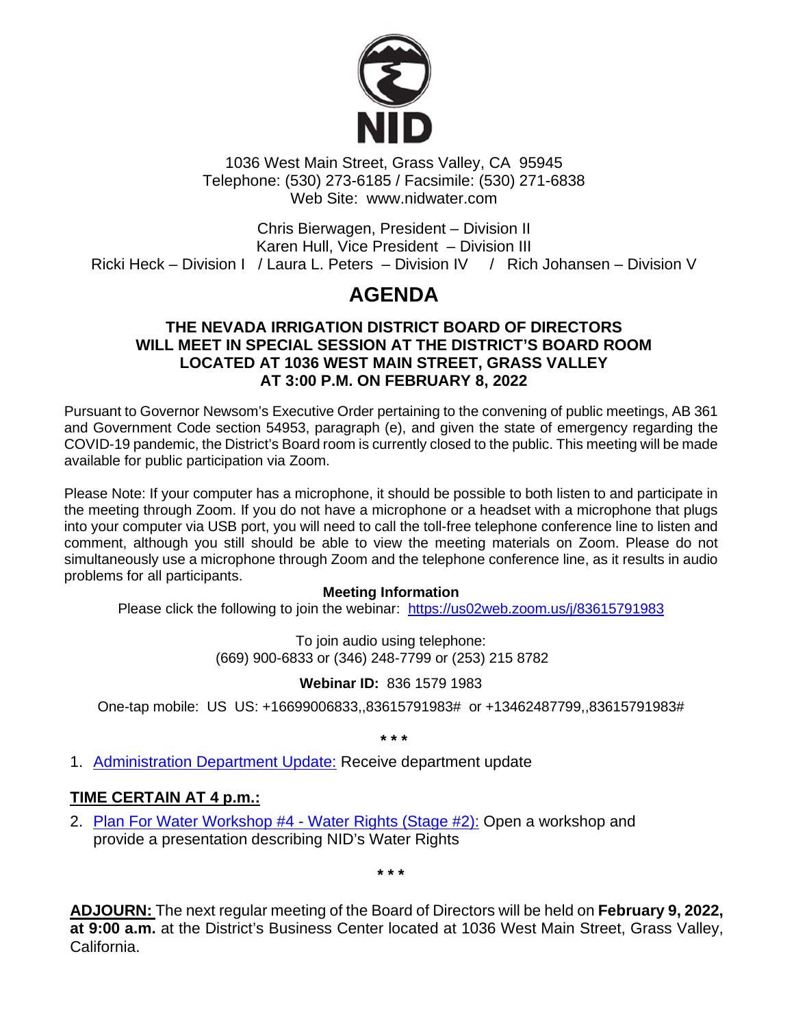NID

1036 West Main Street, Grass Valley, CA 95945
Telephone: (530) 273-6185 / Facsimile: (530) 271-6838
Web Site: www.nidwater.com

Chris Bierwagen, President – Division II
Karen Hull, Vice President – Division III
Ricki Heck – Division I / Laura L. Peters – Division IV / Rich Johansen – Division V

# AGENDA

**THE NEVADA IRRIGATION DISTRICT BOARD OF DIRECTORS WILL MEET IN SPECIAL SESSION AT THE DISTRICT'S BOARD ROOM LOCATED AT 1036 WEST MAIN STREET, GRASS VALLEY AT 3:00 P.M. ON FEBRUARY 8, 2022**

Pursuant to Governor Newsom's Executive Order pertaining to the convening of public meetings, AB 361 and Government Code section 54953, paragraph (e), and given the state of emergency regarding the COVID-19 pandemic, the District's Board room is currently closed to the public. This meeting will be made available for public participation via Zoom.

Please Note: If your computer has a microphone, it should be possible to both listen to and participate in the meeting through Zoom. If you do not have a microphone or a headset with a microphone that plugs into your computer via USB port, you will need to call the toll-free telephone conference line to listen and comment, although you still should be able to view the meeting materials on Zoom. Please do not simultaneously use a microphone through Zoom and the telephone conference line, as it results in audio problems for all participants.

**Meeting Information**

Please click the following to join the webinar: https://us02web.zoom.us/j/83615791983

To join audio using telephone:
(669) 900-6833 or (346) 248-7799 or (253) 215 8782

**Webinar ID:** 836 1579 1983

One-tap mobile: US US: +16699006833,,83615791983# or +13462487799,,83615791983#

\* \* \*

1. Administration Department Update: Receive department update

**TIME CERTAIN AT 4 p.m.:**

2. Plan For Water Workshop #4 - Water Rights (Stage #2): Open a workshop and provide a presentation describing NID's Water Rights

\* \* \*

**ADJOURN:** The next regular meeting of the Board of Directors will be held on **February 9, 2022, at 9:00 a.m.** at the District's Business Center located at 1036 West Main Street, Grass Valley, California.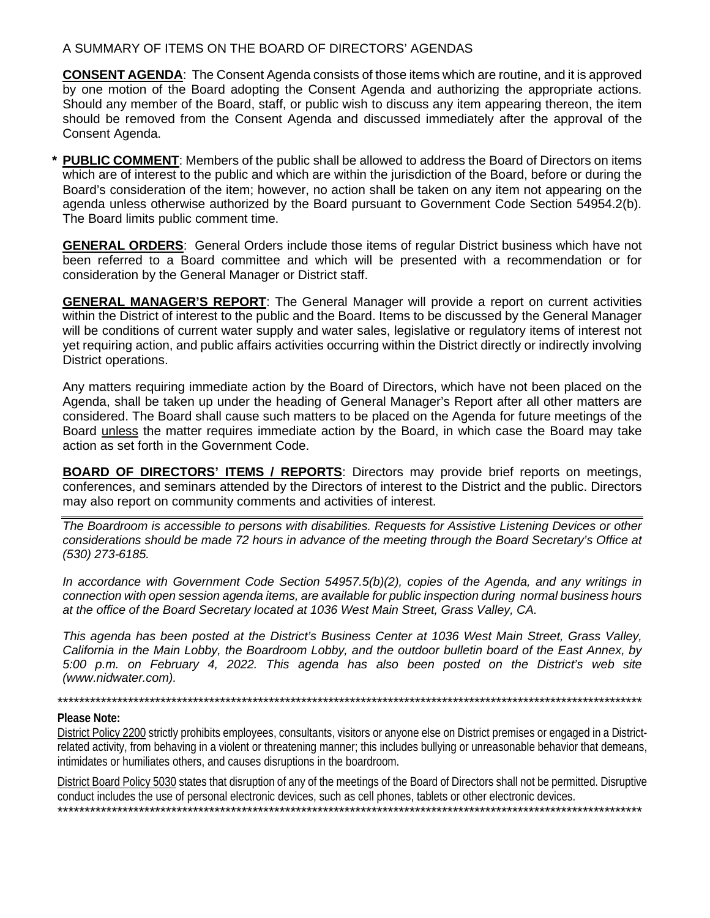A SUMMARY OF ITEMS ON THE BOARD OF DIRECTORS' AGENDAS

**CONSENT AGENDA**: The Consent Agenda consists of those items which are routine, and it is approved by one motion of the Board adopting the Consent Agenda and authorizing the appropriate actions. Should any member of the Board, staff, or public wish to discuss any item appearing thereon, the item should be removed from the Consent Agenda and discussed immediately after the approval of the Consent Agenda.

\* **PUBLIC COMMENT**: Members of the public shall be allowed to address the Board of Directors on items which are of interest to the public and which are within the jurisdiction of the Board, before or during the Board's consideration of the item; however, no action shall be taken on any item not appearing on the agenda unless otherwise authorized by the Board pursuant to Government Code Section 54954.2(b). The Board limits public comment time.

**GENERAL ORDERS**: General Orders include those items of regular District business which have not been referred to a Board committee and which will be presented with a recommendation or for consideration by the General Manager or District staff.

**GENERAL MANAGER'S REPORT**: The General Manager will provide a report on current activities within the District of interest to the public and the Board. Items to be discussed by the General Manager will be conditions of current water supply and water sales, legislative or regulatory items of interest not yet requiring action, and public affairs activities occurring within the District directly or indirectly involving District operations.

Any matters requiring immediate action by the Board of Directors, which have not been placed on the Agenda, shall be taken up under the heading of General Manager's Report after all other matters are considered. The Board shall cause such matters to be placed on the Agenda for future meetings of the Board unless the matter requires immediate action by the Board, in which case the Board may take action as set forth in the Government Code.

**BOARD OF DIRECTORS' ITEMS / REPORTS**: Directors may provide brief reports on meetings, conferences, and seminars attended by the Directors of interest to the District and the public. Directors may also report on community comments and activities of interest.

---

*The Boardroom is accessible to persons with disabilities. Requests for Assistive Listening Devices or other considerations should be made 72 hours in advance of the meeting through the Board Secretary's Office at (530) 273-6185.*

*In accordance with Government Code Section 54957.5(b)(2), copies of the Agenda, and any writings in connection with open session agenda items, are available for public inspection during normal business hours at the office of the Board Secretary located at 1036 West Main Street, Grass Valley, CA.*

*This agenda has been posted at the District's Business Center at 1036 West Main Street, Grass Valley, California in the Main Lobby, the Boardroom Lobby, and the outdoor bulletin board of the East Annex, by 5:00 p.m. on February 4, 2022. This agenda has also been posted on the District's web site (www.nidwater.com).*

\*\*\*\*\*\*\*\*\*\*\*\*\*\*\*\*\*\*\*\*\*\*\*\*\*\*\*\*\*\*\*\*\*\*\*\*\*\*\*\*\*\*\*\*\*\*\*\*\*\*\*\*\*\*\*\*\*\*\*\*\*\*\*\*\*\*\*\*\*\*\*\*\*\*\*\*\*\*\*\*

**Please Note:**

District Policy 2200 strictly prohibits employees, consultants, visitors or anyone else on District premises or engaged in a District-related activity, from behaving in a violent or threatening manner; this includes bullying or unreasonable behavior that demeans, intimidates or humiliates others, and causes disruptions in the boardroom.

District Board Policy 5030 states that disruption of any of the meetings of the Board of Directors shall not be permitted. Disruptive conduct includes the use of personal electronic devices, such as cell phones, tablets or other electronic devices.

\*\*\*\*\*\*\*\*\*\*\*\*\*\*\*\*\*\*\*\*\*\*\*\*\*\*\*\*\*\*\*\*\*\*\*\*\*\*\*\*\*\*\*\*\*\*\*\*\*\*\*\*\*\*\*\*\*\*\*\*\*\*\*\*\*\*\*\*\*\*\*\*\*\*\*\*\*\*\*\*